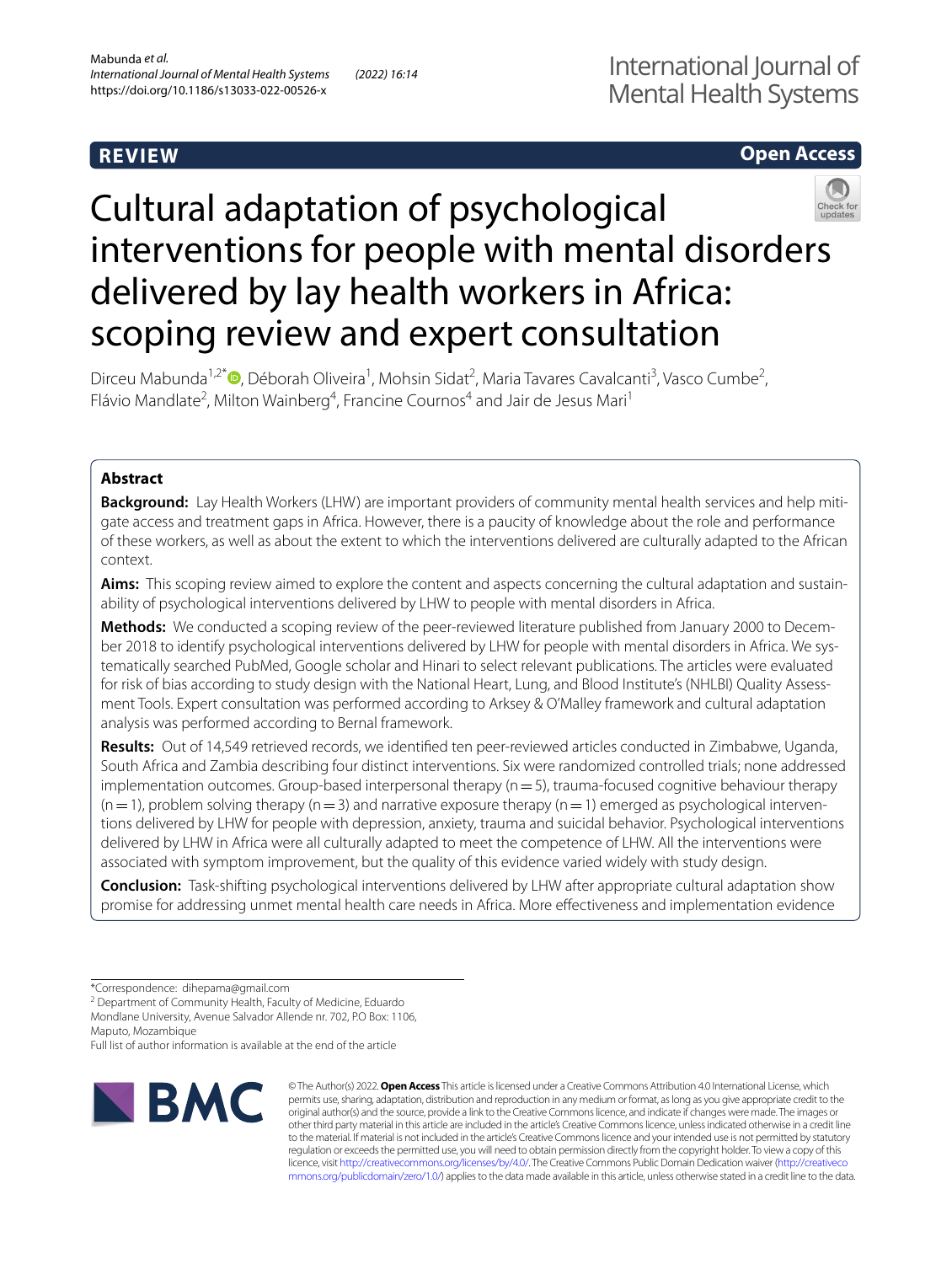REVIEW

Open Access

# Cultural adaptation of psychological interventions for people with mental disorders delivered by lay health workers in Africa: scoping review and expert consultation

Dirceu Mabunda[1,2*], Déborah Oliveira[1], Mohsin Sidat[2], Maria Tavares Cavalcanti[3], Vasco Cumbe[2], Flávio Mandlate[2], Milton Wainberg[4], Francine Cournos[4] and Jair de Jesus Mari[1]

## Abstract

**Background:** Lay Health Workers (LHW) are important providers of community mental health services and help mitigate access and treatment gaps in Africa. However, there is a paucity of knowledge about the role and performance of these workers, as well as about the extent to which the interventions delivered are culturally adapted to the African context.

**Aims:** This scoping review aimed to explore the content and aspects concerning the cultural adaptation and sustainability of psychological interventions delivered by LHW to people with mental disorders in Africa.

**Methods:** We conducted a scoping review of the peer-reviewed literature published from January 2000 to December 2018 to identify psychological interventions delivered by LHW for people with mental disorders in Africa. We systematically searched PubMed, Google scholar and Hinari to select relevant publications. The articles were evaluated for risk of bias according to study design with the National Heart, Lung, and Blood Institute's (NHLBI) Quality Assessment Tools. Expert consultation was performed according to Arksey & O'Malley framework and cultural adaptation analysis was performed according to Bernal framework.

**Results:** Out of 14,549 retrieved records, we identified ten peer-reviewed articles conducted in Zimbabwe, Uganda, South Africa and Zambia describing four distinct interventions. Six were randomized controlled trials; none addressed implementation outcomes. Group-based interpersonal therapy (n = 5), trauma-focused cognitive behaviour therapy (n = 1), problem solving therapy (n = 3) and narrative exposure therapy (n = 1) emerged as psychological interventions delivered by LHW for people with depression, anxiety, trauma and suicidal behavior. Psychological interventions delivered by LHW in Africa were all culturally adapted to meet the competence of LHW. All the interventions were associated with symptom improvement, but the quality of this evidence varied widely with study design.

**Conclusion:** Task-shifting psychological interventions delivered by LHW after appropriate cultural adaptation show promise for addressing unmet mental health care needs in Africa. More effectiveness and implementation evidence

*Correspondence: dihepama@gmail.com
[2] Department of Community Health, Faculty of Medicine, Eduardo Mondlane University, Avenue Salvador Allende nr. 702, P.O Box: 1106, Maputo, Mozambique
Full list of author information is available at the end of the article

© The Author(s) 2022. **Open Access** This article is licensed under a Creative Commons Attribution 4.0 International License, which permits use, sharing, adaptation, distribution and reproduction in any medium or format, as long as you give appropriate credit to the original author(s) and the source, provide a link to the Creative Commons licence, and indicate if changes were made. The images or other third party material in this article are included in the article's Creative Commons licence, unless indicated otherwise in a credit line to the material. If material is not included in the article's Creative Commons licence and your intended use is not permitted by statutory regulation or exceeds the permitted use, you will need to obtain permission directly from the copyright holder. To view a copy of this licence, visit http://creativecommons.org/licenses/by/4.0/. The Creative Commons Public Domain Dedication waiver (http://creativecommons.org/publicdomain/zero/1.0/) applies to the data made available in this article, unless otherwise stated in a credit line to the data.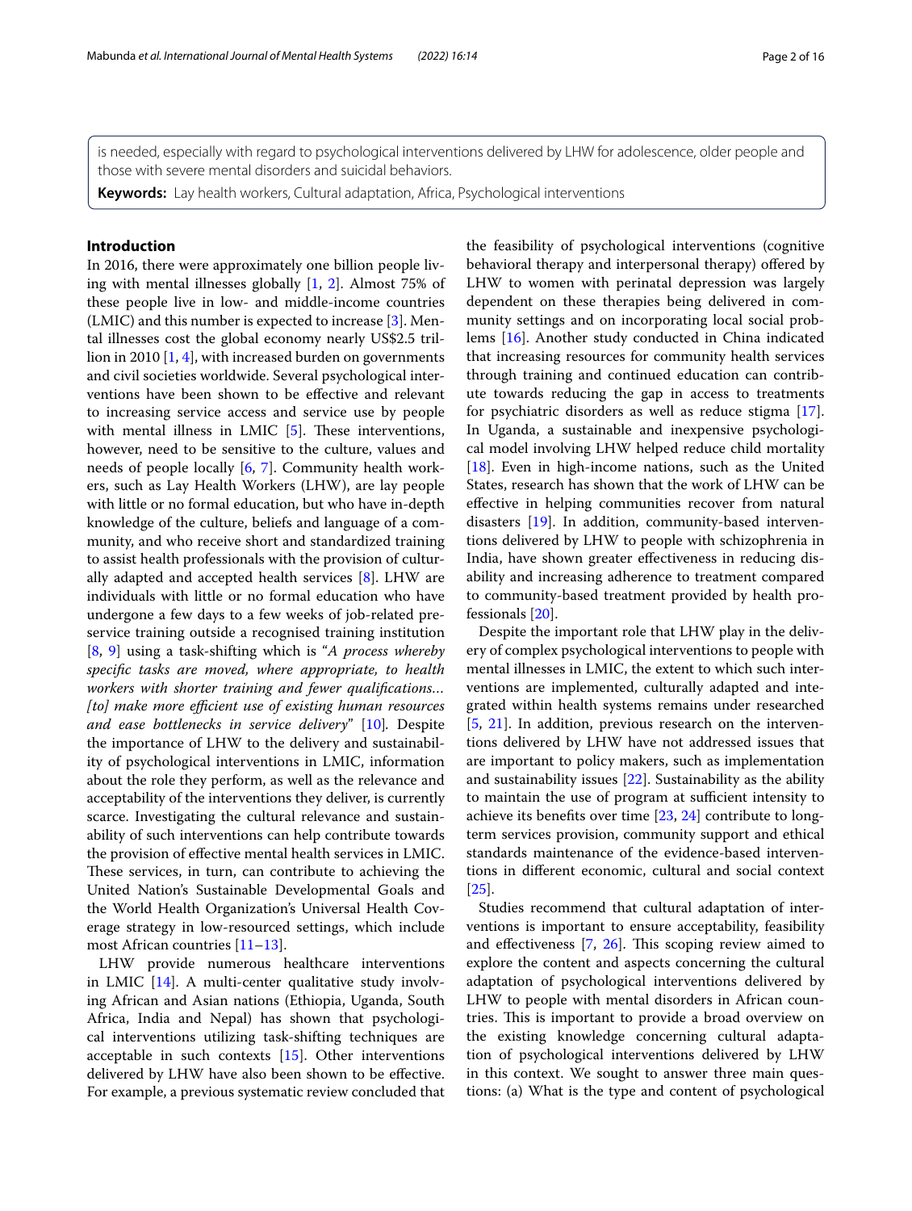is needed, especially with regard to psychological interventions delivered by LHW for adolescence, older people and those with severe mental disorders and suicidal behaviors.

**Keywords:** Lay health workers, Cultural adaptation, Africa, Psychological interventions

## Introduction

In 2016, there were approximately one billion people living with mental illnesses globally [1, 2]. Almost 75% of these people live in low- and middle-income countries (LMIC) and this number is expected to increase [3]. Mental illnesses cost the global economy nearly US$2.5 trillion in 2010 [1, 4], with increased burden on governments and civil societies worldwide. Several psychological interventions have been shown to be effective and relevant to increasing service access and service use by people with mental illness in LMIC [5]. These interventions, however, need to be sensitive to the culture, values and needs of people locally [6, 7]. Community health workers, such as Lay Health Workers (LHW), are lay people with little or no formal education, but who have in-depth knowledge of the culture, beliefs and language of a community, and who receive short and standardized training to assist health professionals with the provision of culturally adapted and accepted health services [8]. LHW are individuals with little or no formal education who have undergone a few days to a few weeks of job-related pre-service training outside a recognised training institution [8, 9] using a task-shifting which is "*A process whereby specific tasks are moved, where appropriate, to health workers with shorter training and fewer qualifications… [to] make more efficient use of existing human resources and ease bottlenecks in service delivery*" [10]. Despite the importance of LHW to the delivery and sustainability of psychological interventions in LMIC, information about the role they perform, as well as the relevance and acceptability of the interventions they deliver, is currently scarce. Investigating the cultural relevance and sustainability of such interventions can help contribute towards the provision of effective mental health services in LMIC. These services, in turn, can contribute to achieving the United Nation's Sustainable Developmental Goals and the World Health Organization's Universal Health Coverage strategy in low-resourced settings, which include most African countries [11–13].

LHW provide numerous healthcare interventions in LMIC [14]. A multi-center qualitative study involving African and Asian nations (Ethiopia, Uganda, South Africa, India and Nepal) has shown that psychological interventions utilizing task-shifting techniques are acceptable in such contexts [15]. Other interventions delivered by LHW have also been shown to be effective. For example, a previous systematic review concluded that the feasibility of psychological interventions (cognitive behavioral therapy and interpersonal therapy) offered by LHW to women with perinatal depression was largely dependent on these therapies being delivered in community settings and on incorporating local social problems [16]. Another study conducted in China indicated that increasing resources for community health services through training and continued education can contribute towards reducing the gap in access to treatments for psychiatric disorders as well as reduce stigma [17]. In Uganda, a sustainable and inexpensive psychological model involving LHW helped reduce child mortality [18]. Even in high-income nations, such as the United States, research has shown that the work of LHW can be effective in helping communities recover from natural disasters [19]. In addition, community-based interventions delivered by LHW to people with schizophrenia in India, have shown greater effectiveness in reducing disability and increasing adherence to treatment compared to community-based treatment provided by health professionals [20].

Despite the important role that LHW play in the delivery of complex psychological interventions to people with mental illnesses in LMIC, the extent to which such interventions are implemented, culturally adapted and integrated within health systems remains under researched [5, 21]. In addition, previous research on the interventions delivered by LHW have not addressed issues that are important to policy makers, such as implementation and sustainability issues [22]. Sustainability as the ability to maintain the use of program at sufficient intensity to achieve its benefits over time [23, 24] contribute to long-term services provision, community support and ethical standards maintenance of the evidence-based interventions in different economic, cultural and social context [25].

Studies recommend that cultural adaptation of interventions is important to ensure acceptability, feasibility and effectiveness [7, 26]. This scoping review aimed to explore the content and aspects concerning the cultural adaptation of psychological interventions delivered by LHW to people with mental disorders in African countries. This is important to provide a broad overview on the existing knowledge concerning cultural adaptation of psychological interventions delivered by LHW in this context. We sought to answer three main questions: (a) What is the type and content of psychological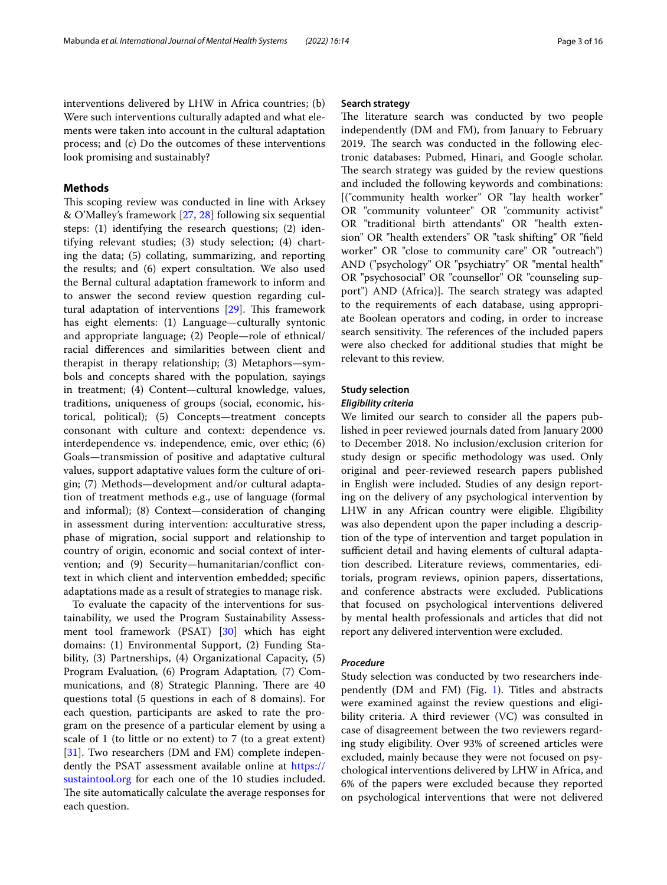interventions delivered by LHW in Africa countries; (b) Were such interventions culturally adapted and what elements were taken into account in the cultural adaptation process; and (c) Do the outcomes of these interventions look promising and sustainably?

## Methods

This scoping review was conducted in line with Arksey & O'Malley's framework [27, 28] following six sequential steps: (1) identifying the research questions; (2) identifying relevant studies; (3) study selection; (4) charting the data; (5) collating, summarizing, and reporting the results; and (6) expert consultation. We also used the Bernal cultural adaptation framework to inform and to answer the second review question regarding cultural adaptation of interventions [29]. This framework has eight elements: (1) Language—culturally syntonic and appropriate language; (2) People—role of ethnical/racial differences and similarities between client and therapist in therapy relationship; (3) Metaphors—symbols and concepts shared with the population, sayings in treatment; (4) Content—cultural knowledge, values, traditions, uniqueness of groups (social, economic, historical, political); (5) Concepts—treatment concepts consonant with culture and context: dependence vs. interdependence vs. independence, emic, over ethic; (6) Goals—transmission of positive and adaptative cultural values, support adaptative values form the culture of origin; (7) Methods—development and/or cultural adaptation of treatment methods e.g., use of language (formal and informal); (8) Context—consideration of changing in assessment during intervention: acculturative stress, phase of migration, social support and relationship to country of origin, economic and social context of intervention; and (9) Security—humanitarian/conflict context in which client and intervention embedded; specific adaptations made as a result of strategies to manage risk.

To evaluate the capacity of the interventions for sustainability, we used the Program Sustainability Assessment tool framework (PSAT) [30] which has eight domains: (1) Environmental Support, (2) Funding Stability, (3) Partnerships, (4) Organizational Capacity, (5) Program Evaluation, (6) Program Adaptation, (7) Communications, and (8) Strategic Planning. There are 40 questions total (5 questions in each of 8 domains). For each question, participants are asked to rate the program on the presence of a particular element by using a scale of 1 (to little or no extent) to 7 (to a great extent) [31]. Two researchers (DM and FM) complete independently the PSAT assessment available online at https://sustaintool.org for each one of the 10 studies included. The site automatically calculate the average responses for each question.

### Search strategy

The literature search was conducted by two people independently (DM and FM), from January to February 2019. The search was conducted in the following electronic databases: Pubmed, Hinari, and Google scholar. The search strategy was guided by the review questions and included the following keywords and combinations: [("community health worker" OR "lay health worker" OR "community volunteer" OR "community activist" OR "traditional birth attendants" OR "health extension" OR "health extenders" OR "task shifting" OR "field worker" OR "close to community care" OR "outreach") AND ("psychology" OR "psychiatry" OR "mental health" OR "psychosocial" OR "counsellor" OR "counseling support") AND (Africa)]. The search strategy was adapted to the requirements of each database, using appropriate Boolean operators and coding, in order to increase search sensitivity. The references of the included papers were also checked for additional studies that might be relevant to this review.

### Study selection

#### *Eligibility criteria*

We limited our search to consider all the papers published in peer reviewed journals dated from January 2000 to December 2018. No inclusion/exclusion criterion for study design or specific methodology was used. Only original and peer-reviewed research papers published in English were included. Studies of any design reporting on the delivery of any psychological intervention by LHW in any African country were eligible. Eligibility was also dependent upon the paper including a description of the type of intervention and target population in sufficient detail and having elements of cultural adaptation described. Literature reviews, commentaries, editorials, program reviews, opinion papers, dissertations, and conference abstracts were excluded. Publications that focused on psychological interventions delivered by mental health professionals and articles that did not report any delivered intervention were excluded.

#### *Procedure*

Study selection was conducted by two researchers independently (DM and FM) (Fig. 1). Titles and abstracts were examined against the review questions and eligibility criteria. A third reviewer (VC) was consulted in case of disagreement between the two reviewers regarding study eligibility. Over 93% of screened articles were excluded, mainly because they were not focused on psychological interventions delivered by LHW in Africa, and 6% of the papers were excluded because they reported on psychological interventions that were not delivered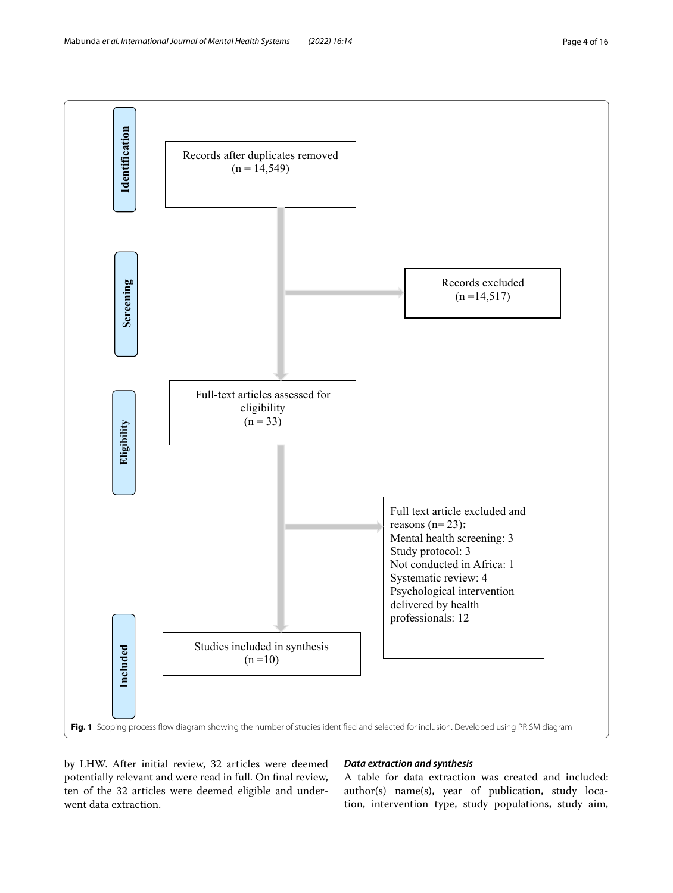Identification

Records after duplicates removed (n = 14,549)

Screening

Records excluded (n =14,517)

Eligibility

Full-text articles assessed for eligibility (n = 33)

Full text article excluded and reasons (n= 23):
Mental health screening: 3
Study protocol: 3
Not conducted in Africa: 1
Systematic review: 4
Psychological intervention delivered by health professionals: 12

Included

Studies included in synthesis (n =10)

**Fig. 1** Scoping process flow diagram showing the number of studies identified and selected for inclusion. Developed using PRISM diagram

by LHW. After initial review, 32 articles were deemed potentially relevant and were read in full. On final review, ten of the 32 articles were deemed eligible and underwent data extraction.

### *Data extraction and synthesis*

A table for data extraction was created and included: author(s) name(s), year of publication, study location, intervention type, study populations, study aim,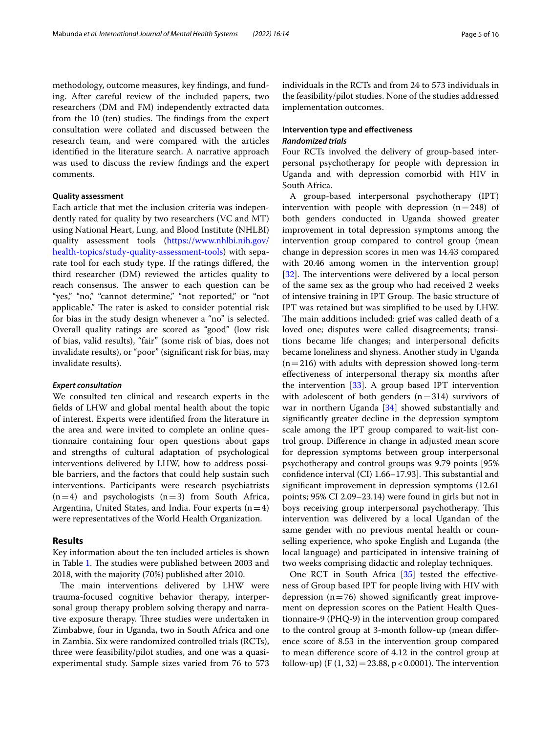methodology, outcome measures, key findings, and funding. After careful review of the included papers, two researchers (DM and FM) independently extracted data from the 10 (ten) studies. The findings from the expert consultation were collated and discussed between the research team, and were compared with the articles identified in the literature search. A narrative approach was used to discuss the review findings and the expert comments.

### Quality assessment

Each article that met the inclusion criteria was independently rated for quality by two researchers (VC and MT) using National Heart, Lung, and Blood Institute (NHLBI) quality assessment tools (https://www.nhlbi.nih.gov/health-topics/study-quality-assessment-tools) with separate tool for each study type. If the ratings differed, the third researcher (DM) reviewed the articles quality to reach consensus. The answer to each question can be "yes," "no," "cannot determine," "not reported," or "not applicable." The rater is asked to consider potential risk for bias in the study design whenever a "no" is selected. Overall quality ratings are scored as "good" (low risk of bias, valid results), "fair" (some risk of bias, does not invalidate results), or "poor" (significant risk for bias, may invalidate results).

#### *Expert consultation*

We consulted ten clinical and research experts in the fields of LHW and global mental health about the topic of interest. Experts were identified from the literature in the area and were invited to complete an online questionnaire containing four open questions about gaps and strengths of cultural adaptation of psychological interventions delivered by LHW, how to address possible barriers, and the factors that could help sustain such interventions. Participants were research psychiatrists (n = 4) and psychologists (n = 3) from South Africa, Argentina, United States, and India. Four experts (n = 4) were representatives of the World Health Organization.

## Results

Key information about the ten included articles is shown in Table 1. The studies were published between 2003 and 2018, with the majority (70%) published after 2010.

The main interventions delivered by LHW were trauma-focused cognitive behavior therapy, interpersonal group therapy problem solving therapy and narrative exposure therapy. Three studies were undertaken in Zimbabwe, four in Uganda, two in South Africa and one in Zambia. Six were randomized controlled trials (RCTs), three were feasibility/pilot studies, and one was a quasi-experimental study. Sample sizes varied from 76 to 573 individuals in the RCTs and from 24 to 573 individuals in the feasibility/pilot studies. None of the studies addressed implementation outcomes.

### Intervention type and effectiveness

#### *Randomized trials*

Four RCTs involved the delivery of group-based interpersonal psychotherapy for people with depression in Uganda and with depression comorbid with HIV in South Africa.

A group-based interpersonal psychotherapy (IPT) intervention with people with depression (n = 248) of both genders conducted in Uganda showed greater improvement in total depression symptoms among the intervention group compared to control group (mean change in depression scores in men was 14.43 compared with 20.46 among women in the intervention group) [32]. The interventions were delivered by a local person of the same sex as the group who had received 2 weeks of intensive training in IPT Group. The basic structure of IPT was retained but was simplified to be used by LHW. The main additions included: grief was called death of a loved one; disputes were called disagreements; transitions became life changes; and interpersonal deficits became loneliness and shyness. Another study in Uganda (n = 216) with adults with depression showed long-term effectiveness of interpersonal therapy six months after the intervention [33]. A group based IPT intervention with adolescent of both genders (n = 314) survivors of war in northern Uganda [34] showed substantially and significantly greater decline in the depression symptom scale among the IPT group compared to wait-list control group. Difference in change in adjusted mean score for depression symptoms between group interpersonal psychotherapy and control groups was 9.79 points [95% confidence interval (CI) 1.66–17.93]. This substantial and significant improvement in depression symptoms (12.61 points; 95% CI 2.09–23.14) were found in girls but not in boys receiving group interpersonal psychotherapy. This intervention was delivered by a local Ugandan of the same gender with no previous mental health or counselling experience, who spoke English and Luganda (the local language) and participated in intensive training of two weeks comprising didactic and roleplay techniques.

One RCT in South Africa [35] tested the effectiveness of Group based IPT for people living with HIV with depression (n = 76) showed significantly great improvement on depression scores on the Patient Health Questionnaire-9 (PHQ-9) in the intervention group compared to the control group at 3-month follow-up (mean difference score of 8.53 in the intervention group compared to mean difference score of 4.12 in the control group at follow-up) ($F(1, 32) = 23.88$, $p < 0.0001$). The intervention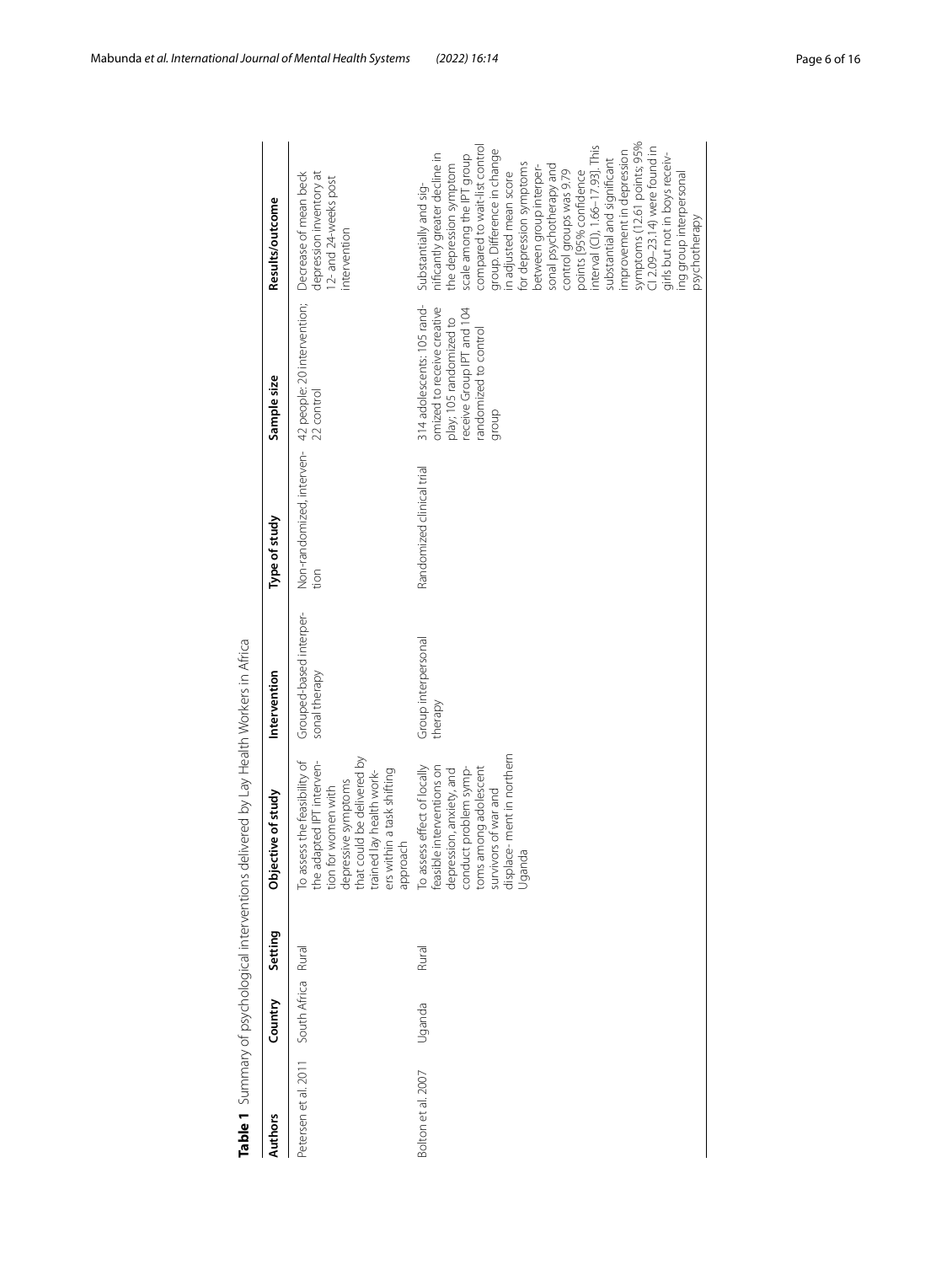**Table 1** Summary of psychological interventions delivered by Lay Health Workers in Africa

| Authors | Country | Setting | Objective of study | Intervention | Type of study | Sample size | Results/outcome |
|---|---|---|---|---|---|---|---|
| Petersen et al. 2011 | South Africa | Rural | To assess the feasibility of the adapted IPT intervention for women with depressive symptoms that could be delivered by trained lay health workers within a task shifting approach | Grouped-based interpersonal therapy | Non-randomized, intervention | 42 people: 20 intervention; 22 control | Decrease of mean beck depression inventory at 12- and 24-weeks post intervention |
| Bolton et al. 2007 | Uganda | Rural | To assess effect of locally feasible interventions on depression, anxiety, and conduct problem symptoms among adolescent survivors of war and displace- ment in northern Uganda | Group interpersonal therapy | Randomized clinical trial | 314 adolescents: 105 randomized to receive creative play; 105 randomized to receive Group IPT and 104 randomized to control group | Substantially and significantly greater decline in the depression symptom scale among the IPT group compared to wait-list control group. Difference in change in adjusted mean score for depression symptoms between group interpersonal psychotherapy and control groups was 9.79 points [95% confidence interval (CI), 1.66–17.93]. This substantial and significant improvement in depression symptoms (12.61 points; 95% CI 2.09–23.14) were found in girls but not in boys receiving group interpersonal psychotherapy |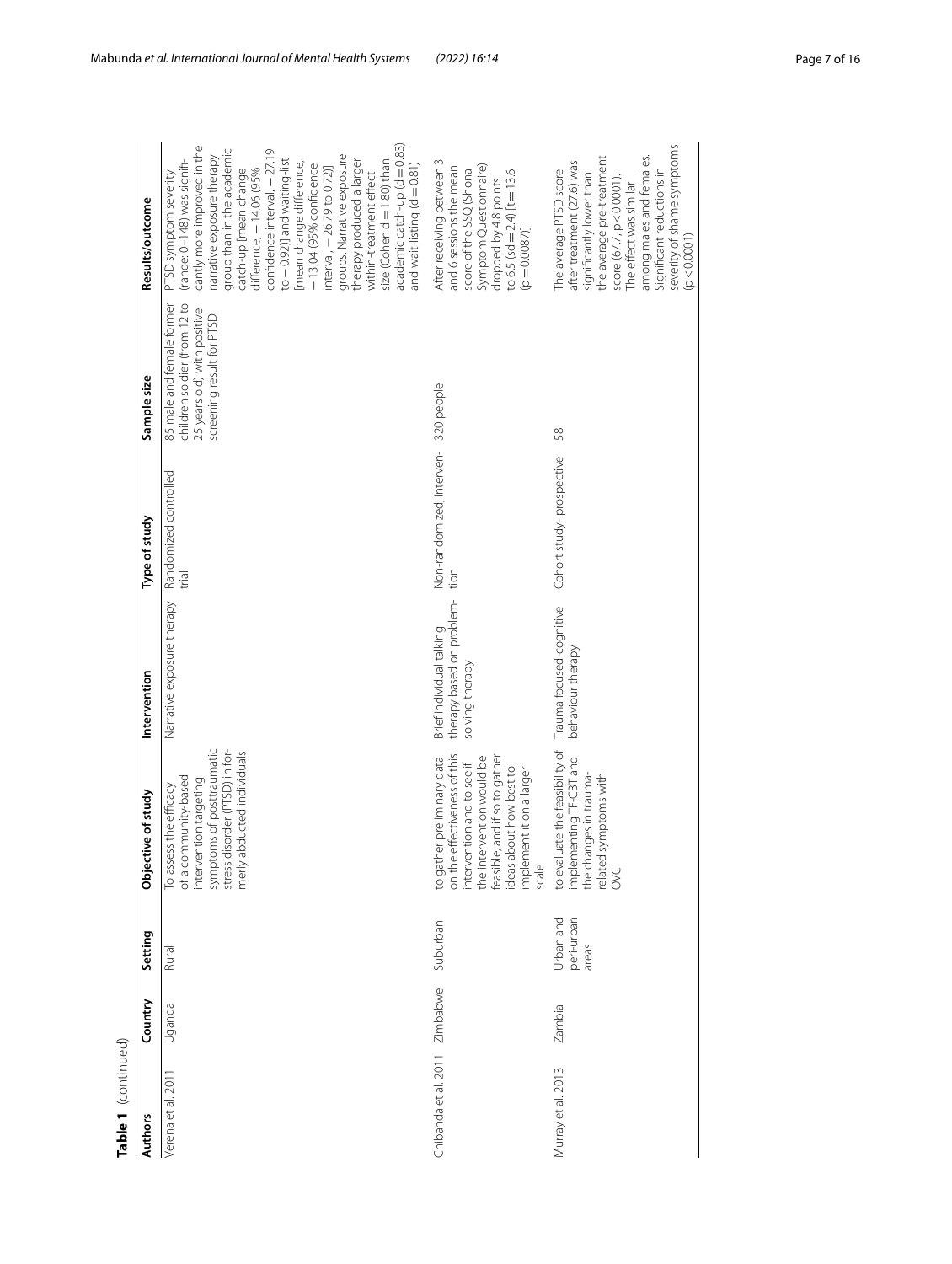**Table 1** (continued)

| Authors | Country | Setting | Objective of study | Intervention | Type of study | Sample size | Results/outcome |
|---|---|---|---|---|---|---|---|
| Verena et al. 2011 | Uganda | Rural | To assess the efficacy of a community-based intervention targeting symptoms of posttraumatic stress disorder (PTSD) in formerly abducted individuals | Narrative exposure therapy | Randomized controlled trial | 85 male and female former children soldier (from 12 to 25 years old) with positive screening result for PTSD | PTSD symptom severity (range: 0–148) was significantly more improved in the narrative exposure therapy group than in the academic catch-up [mean change difference, −14.06 (95% confidence interval, −27.19 to −0.92)] and waiting-list [mean change difference, −13.04 (95% confidence interval, −26.79 to 0.72)] groups. Narrative exposure therapy produced a larger within-treatment effect size (Cohen d = 1.80) than academic catch-up (d = 0.83) and wait-listing (d = 0.81) |
| Chibanda et al. 2011 | Zimbabwe | Suburban | to gather preliminary data on the effectiveness of this intervention and to see if the intervention would be feasible, and if so to gather ideas about how best to implement it on a larger scale | Brief individual talking therapy based on problem-solving therapy | Non-randomized, intervention | 320 people | After receiving between 3 and 6 sessions the mean score of the SSQ (Shona Symptom Questionnaire) dropped by 4.8 points to 6.5 (sd = 2.4) [t = 13.6 (p = 0.0087)] |
| Murray et al. 2013 | Zambia | Urban and peri-urban areas | to evaluate the feasibility of implementing TF-CBT and the changes in trauma-related symptoms with OVC | Trauma focused-cognitive behaviour therapy | Cohort study- prospective | 58 | The average PTSD score after treatment (27.6) was significantly lower than the average pre-treatment score (67.7, p < 0.0001). The effect was similar among males and females. Significant reductions in severity of shame symptoms (p < 0.0001) |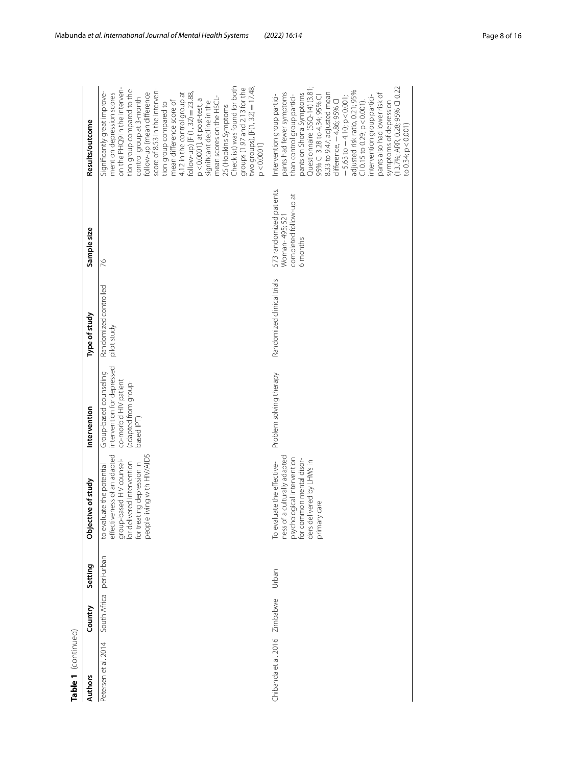**Table 1** (continued)

| Authors | Country | Setting | Objective of study | Intervention | Type of study | Sample size | Results/outcome |
|---|---|---|---|---|---|---|---|
| Petersen et al. 2014 | South Africa | peri-urban | to evaluate the potential effectiveness of an adapted group-based HIV counsellor delivered intervention for treating depression in people living with HIV/AIDS | Group-based counseling intervention for depressed co-morbid HIV patient (adapted from group-based IPT) | Randomized controlled pilot study | 76 | Significantly great improvement on depression scores on the PHQ9 in the intervention group compared to the control group at 3-month follow-up (mean difference score of 8.53 in the intervention group compared to mean difference score of 4.12 in the control group at follow-up) [F (1, 32) = 23.88, p < 0.0001]. at post-test, a significant decline in the mean scores on the HSCL-25 (Hopkins Symptoms Checklist) was found for both groups (1.97 and 2.13 for the two groups), [F(1, 32) = 17.48, p < 0.0001] |
| Chibanda et al. 2016 | Zimbabwe | Urban | To evaluate the effectiveness of a culturally adapted psychological intervention for common mental disorders delivered by LHWs in primary care | Problem solving therapy | Randomized clinical trials | 573 randomized patients. Woman- 495; 521 completed follow-up at 6 months | Intervention group participants had fewer symptoms than control group participants on Shona Symptoms Questionnaire (SSQ-14) (3.81; 95% CI 3.28 to 4.34; 95% CI 8.33 to 9.47; adjusted mean difference, −4.86; 95% CI −5.63 to −4.10; p < 0.001; adjusted risk ratio, 0.21; 95% CI 0.15 to 0.29; p < 0.001). intervention group participants also had lower risk of symptoms of depression (13.7%; ARR, 0.28; 95% CI 0.22 to 0.34; p < 0.001) |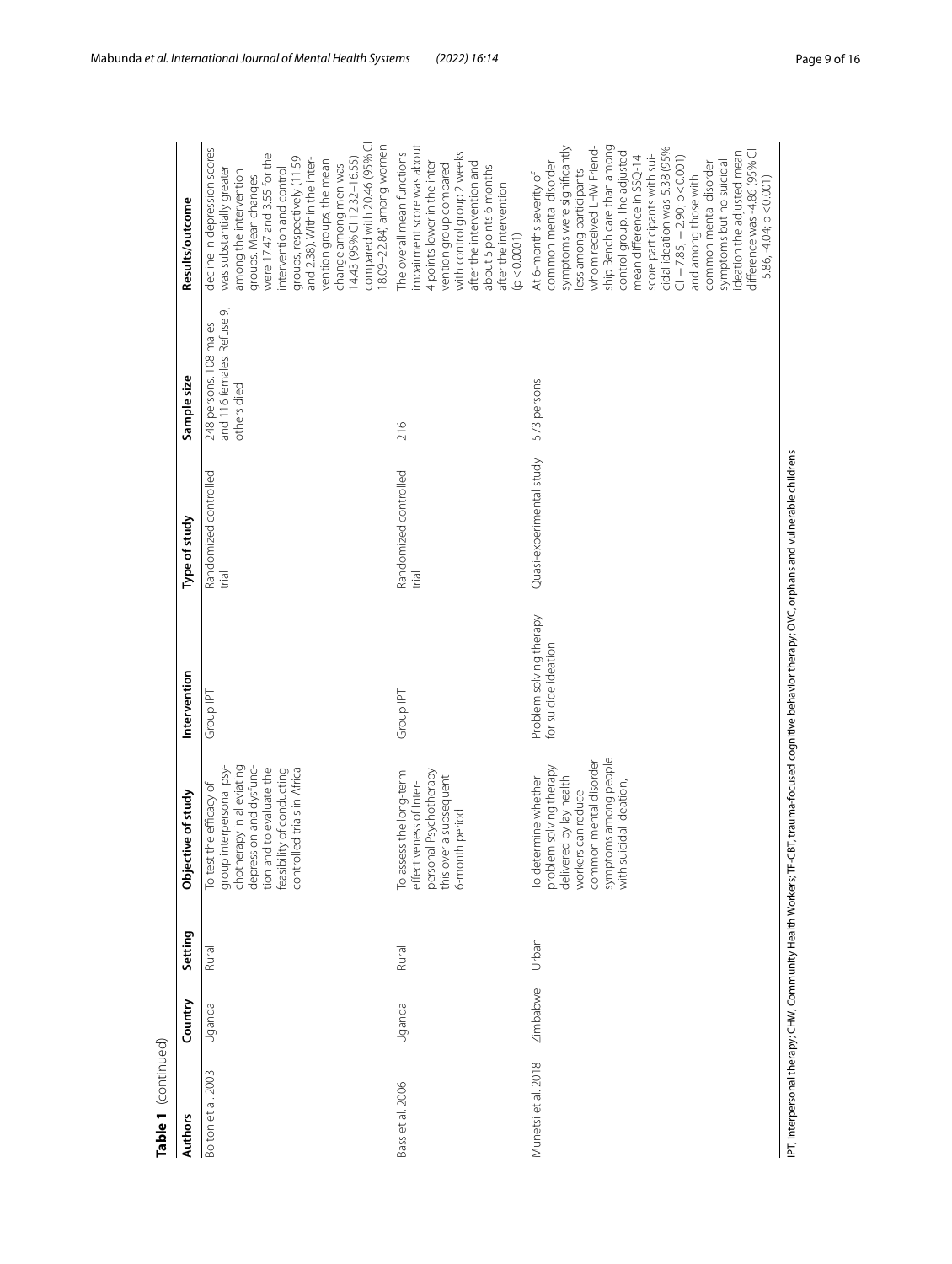**Table 1** (continued)

| Authors | Country | Setting | Objective of study | Intervention | Type of study | Sample size | Results/outcome |
|---|---|---|---|---|---|---|---|
| Bolton et al. 2003 | Uganda | Rural | To test the efficacy of group interpersonal psychotherapy in alleviating depression and dysfunction and to evaluate the feasibility of conducting controlled trials in Africa | Group IPT | Randomized controlled trial | 248 persons. 108 males and 116 females. Refuse 9, others died | decline in depression scores was substantially greater among the intervention groups. Mean changes were 17.47 and 3.55 for the intervention and control groups, respectively (11.59 and 2.38). Within the intervention groups, the mean change among men was 14.43 (95% CI 12.32–16.55) compared with 20.46 (95% CI 18.09–22.84) among women |
| Bass et al. 2006 | Uganda | Rural | To assess the long-term effectiveness of Interpersonal Psychotherapy this over a subsequent 6-month period | Group IPT | Randomized controlled trial | 216 | The overall mean functions impairment score was about 4 points lower in the intervention group compared with control group 2 weeks after the intervention and about 5 points 6 months after the intervention ($p < 0.0001$) |
| Munetsi et al. 2018 | Zimbabwe | Urban | To determine whether problem solving therapy delivered by lay health workers can reduce common mental disorder symptoms among people with suicidal ideation, | Problem solving therapy for suicide ideation | Quasi-experimental study | 573 persons | At 6-months severity of common mental disorder symptoms were significantly less among participants whom received LHW Friendship Bench care than among control group. The adjusted mean difference in SSQ-14 score participants with suicidal ideation was-5.38 (95% CI − 7.85, − 2.90; p < 0.001) and among those with common mental disorder symptoms but no suicidal ideation the adjusted mean difference was -4.86 (95% CI − 5.86, -4.04; p < 0.001) |

IPT, interpersonal therapy; CHW, Community Health Workers; TF-CBT, trauma-focused cognitive behavior therapy; OVC, orphans and vulnerable childrens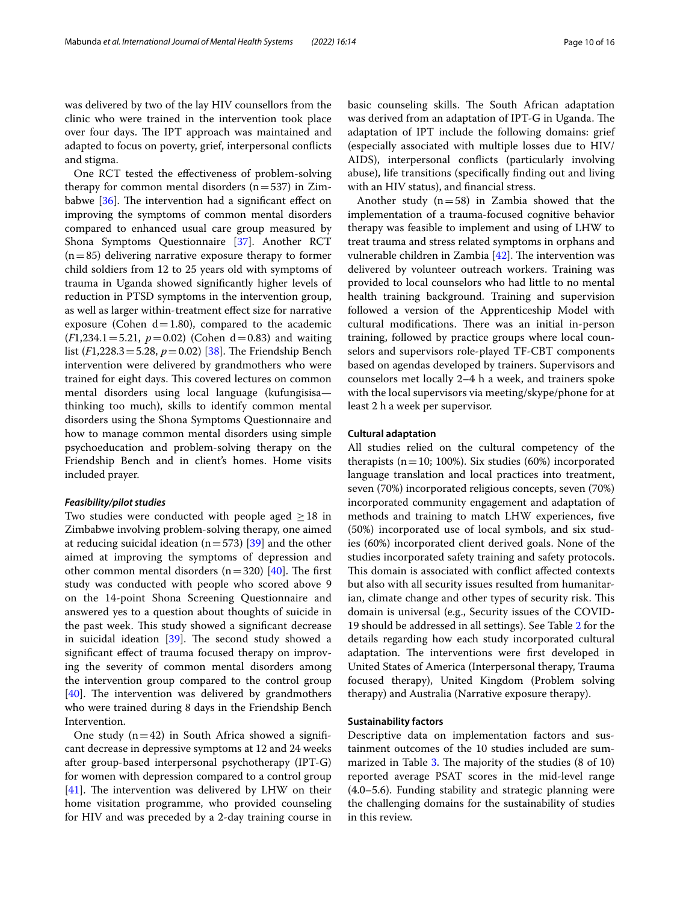was delivered by two of the lay HIV counsellors from the clinic who were trained in the intervention took place over four days. The IPT approach was maintained and adapted to focus on poverty, grief, interpersonal conflicts and stigma.

One RCT tested the effectiveness of problem-solving therapy for common mental disorders (n = 537) in Zimbabwe [36]. The intervention had a significant effect on improving the symptoms of common mental disorders compared to enhanced usual care group measured by Shona Symptoms Questionnaire [37]. Another RCT (n = 85) delivering narrative exposure therapy to former child soldiers from 12 to 25 years old with symptoms of trauma in Uganda showed significantly higher levels of reduction in PTSD symptoms in the intervention group, as well as larger within-treatment effect size for narrative exposure (Cohen d = 1.80), compared to the academic ($F$1,234.1 = 5.21, $p$ = 0.02) (Cohen d = 0.83) and waiting list ($F$1,228.3 = 5.28, $p$ = 0.02) [38]. The Friendship Bench intervention were delivered by grandmothers who were trained for eight days. This covered lectures on common mental disorders using local language (kufungisisa—thinking too much), skills to identify common mental disorders using the Shona Symptoms Questionnaire and how to manage common mental disorders using simple psychoeducation and problem-solving therapy on the Friendship Bench and in client's homes. Home visits included prayer.

### *Feasibility/pilot studies*

Two studies were conducted with people aged ≥ 18 in Zimbabwe involving problem-solving therapy, one aimed at reducing suicidal ideation (n = 573) [39] and the other aimed at improving the symptoms of depression and other common mental disorders (n = 320) [40]. The first study was conducted with people who scored above 9 on the 14-point Shona Screening Questionnaire and answered yes to a question about thoughts of suicide in the past week. This study showed a significant decrease in suicidal ideation [39]. The second study showed a significant effect of trauma focused therapy on improving the severity of common mental disorders among the intervention group compared to the control group [40]. The intervention was delivered by grandmothers who were trained during 8 days in the Friendship Bench Intervention.

One study (n = 42) in South Africa showed a significant decrease in depressive symptoms at 12 and 24 weeks after group-based interpersonal psychotherapy (IPT-G) for women with depression compared to a control group [41]. The intervention was delivered by LHW on their home visitation programme, who provided counseling for HIV and was preceded by a 2-day training course in basic counseling skills. The South African adaptation was derived from an adaptation of IPT-G in Uganda. The adaptation of IPT include the following domains: grief (especially associated with multiple losses due to HIV/AIDS), interpersonal conflicts (particularly involving abuse), life transitions (specifically finding out and living with an HIV status), and financial stress.

Another study (n = 58) in Zambia showed that the implementation of a trauma-focused cognitive behavior therapy was feasible to implement and using of LHW to treat trauma and stress related symptoms in orphans and vulnerable children in Zambia [42]. The intervention was delivered by volunteer outreach workers. Training was provided to local counselors who had little to no mental health training background. Training and supervision followed a version of the Apprenticeship Model with cultural modifications. There was an initial in-person training, followed by practice groups where local counselors and supervisors role-played TF-CBT components based on agendas developed by trainers. Supervisors and counselors met locally 2–4 h a week, and trainers spoke with the local supervisors via meeting/skype/phone for at least 2 h a week per supervisor.

### Cultural adaptation

All studies relied on the cultural competency of the therapists (n = 10; 100%). Six studies (60%) incorporated language translation and local practices into treatment, seven (70%) incorporated religious concepts, seven (70%) incorporated community engagement and adaptation of methods and training to match LHW experiences, five (50%) incorporated use of local symbols, and six studies (60%) incorporated client derived goals. None of the studies incorporated safety training and safety protocols. This domain is associated with conflict affected contexts but also with all security issues resulted from humanitarian, climate change and other types of security risk. This domain is universal (e.g., Security issues of the COVID-19 should be addressed in all settings). See Table 2 for the details regarding how each study incorporated cultural adaptation. The interventions were first developed in United States of America (Interpersonal therapy, Trauma focused therapy), United Kingdom (Problem solving therapy) and Australia (Narrative exposure therapy).

### Sustainability factors

Descriptive data on implementation factors and sustainment outcomes of the 10 studies included are summarized in Table 3. The majority of the studies (8 of 10) reported average PSAT scores in the mid-level range (4.0–5.6). Funding stability and strategic planning were the challenging domains for the sustainability of studies in this review.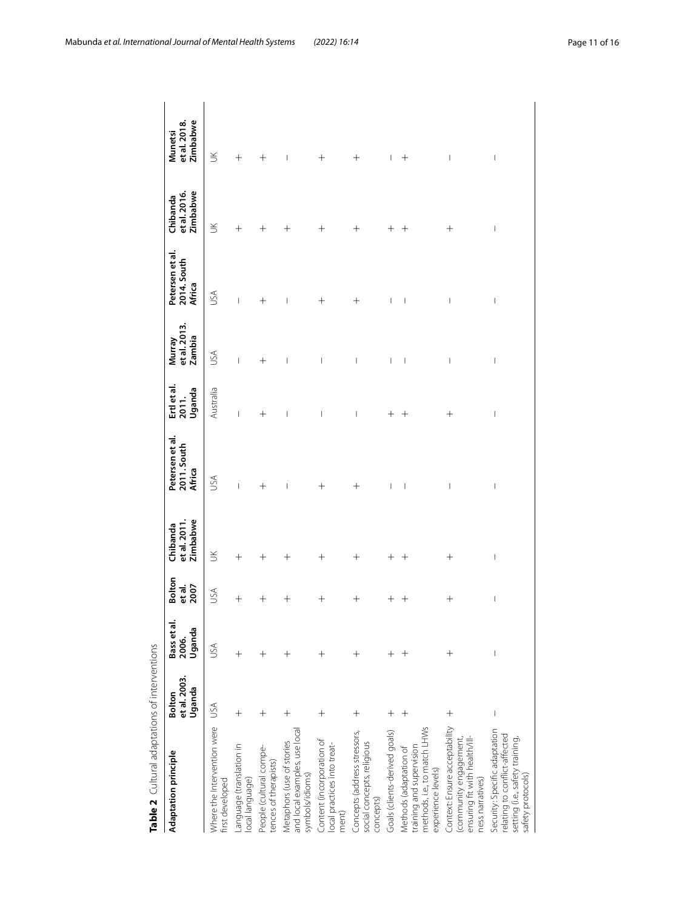**Table 2** Cultural adaptations of interventions

| Adaptation principle | Bolton et al. 2003. Uganda | Bass et al. 2006. Uganda | Bolton et al. 2007 | Chibanda et al. 2011. Zimbabwe | Petersen et al. 2011. South Africa | Ertl et al. 2011. Uganda | Murray et al. 2013. Zambia | Petersen et al. 2014. South Africa | Chibanda et al. 2016. Zimbabwe | Munetsi et al. 2018. Zimbabwe |
|---|---|---|---|---|---|---|---|---|---|---|
| Where the Intervention were first developed | USA | USA | USA | UK | USA | Australia | USA | USA | UK | UK |
| Language (translation in local language) | + | + | + | + | – | – | – | – | + | + |
| People (cultural competences of therapists) | + | + | + | + | + | + | + | + | + | + |
| Metaphors (use of stories and local examples, use local symbols/idioms) | + | + | + | + | – | – | – | – | + | – |
| Content (incorporation of local practices into treatment) | + | + | + | + | + | – | – | + | + | + |
| Concepts (address stressors, social concepts, religious concepts) | + | + | + | + | + | – | – | + | + | + |
| Goals (clients-derived goals) | + | + | + | + | – | + | – | – | + | – |
| Methods (adaptation of training and supervision methods, i.e., to match LHWs experience levels) | + | + | + | + | – | + | – | – | + | + |
| Context: Ensure acceptability (community engagement, ensuring fit with health/illness narratives) | + | + | + | + | – | + | – | – | + | – |
| Security: Specific adaptation relating to conflict-affected setting (i.e., safety training, safety protocols) | – | – | – | – | – | – | – | – | – | – |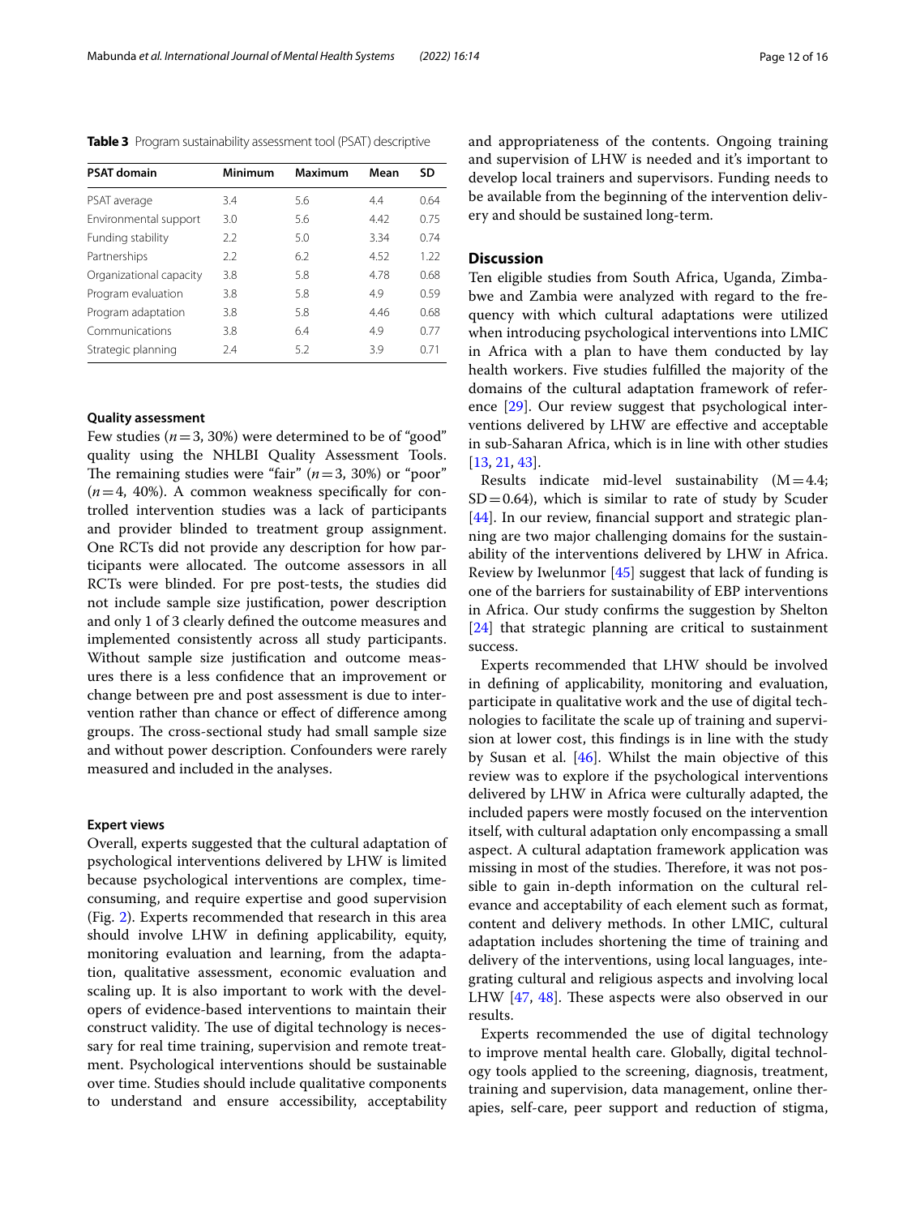**Table 3** Program sustainability assessment tool (PSAT) descriptive

| PSAT domain | Minimum | Maximum | Mean | SD |
|---|---|---|---|---|
| PSAT average | 3.4 | 5.6 | 4.4 | 0.64 |
| Environmental support | 3.0 | 5.6 | 4.42 | 0.75 |
| Funding stability | 2.2 | 5.0 | 3.34 | 0.74 |
| Partnerships | 2.2 | 6.2 | 4.52 | 1.22 |
| Organizational capacity | 3.8 | 5.8 | 4.78 | 0.68 |
| Program evaluation | 3.8 | 5.8 | 4.9 | 0.59 |
| Program adaptation | 3.8 | 5.8 | 4.46 | 0.68 |
| Communications | 3.8 | 6.4 | 4.9 | 0.77 |
| Strategic planning | 2.4 | 5.2 | 3.9 | 0.71 |

### Quality assessment

Few studies ($n=3$, 30%) were determined to be of "good" quality using the NHLBI Quality Assessment Tools. The remaining studies were "fair" ($n=3$, 30%) or "poor" ($n=4$, 40%). A common weakness specifically for controlled intervention studies was a lack of participants and provider blinded to treatment group assignment. One RCTs did not provide any description for how participants were allocated. The outcome assessors in all RCTs were blinded. For pre post-tests, the studies did not include sample size justification, power description and only 1 of 3 clearly defined the outcome measures and implemented consistently across all study participants. Without sample size justification and outcome measures there is a less confidence that an improvement or change between pre and post assessment is due to intervention rather than chance or effect of difference among groups. The cross-sectional study had small sample size and without power description. Confounders were rarely measured and included in the analyses.

### Expert views

Overall, experts suggested that the cultural adaptation of psychological interventions delivered by LHW is limited because psychological interventions are complex, time-consuming, and require expertise and good supervision (Fig. 2). Experts recommended that research in this area should involve LHW in defining applicability, equity, monitoring evaluation and learning, from the adaptation, qualitative assessment, economic evaluation and scaling up. It is also important to work with the developers of evidence-based interventions to maintain their construct validity. The use of digital technology is necessary for real time training, supervision and remote treatment. Psychological interventions should be sustainable over time. Studies should include qualitative components to understand and ensure accessibility, acceptability and appropriateness of the contents. Ongoing training and supervision of LHW is needed and it's important to develop local trainers and supervisors. Funding needs to be available from the beginning of the intervention delivery and should be sustained long-term.

## Discussion

Ten eligible studies from South Africa, Uganda, Zimbabwe and Zambia were analyzed with regard to the frequency with which cultural adaptations were utilized when introducing psychological interventions into LMIC in Africa with a plan to have them conducted by lay health workers. Five studies fulfilled the majority of the domains of the cultural adaptation framework of reference [29]. Our review suggest that psychological interventions delivered by LHW are effective and acceptable in sub-Saharan Africa, which is in line with other studies [13, 21, 43].

Results indicate mid-level sustainability ($M=4.4$; $SD=0.64$), which is similar to rate of study by Scuder [44]. In our review, financial support and strategic planning are two major challenging domains for the sustainability of the interventions delivered by LHW in Africa. Review by Iwelunmor [45] suggest that lack of funding is one of the barriers for sustainability of EBP interventions in Africa. Our study confirms the suggestion by Shelton [24] that strategic planning are critical to sustainment success.

Experts recommended that LHW should be involved in defining of applicability, monitoring and evaluation, participate in qualitative work and the use of digital technologies to facilitate the scale up of training and supervision at lower cost, this findings is in line with the study by Susan et al. [46]. Whilst the main objective of this review was to explore if the psychological interventions delivered by LHW in Africa were culturally adapted, the included papers were mostly focused on the intervention itself, with cultural adaptation only encompassing a small aspect. A cultural adaptation framework application was missing in most of the studies. Therefore, it was not possible to gain in-depth information on the cultural relevance and acceptability of each element such as format, content and delivery methods. In other LMIC, cultural adaptation includes shortening the time of training and delivery of the interventions, using local languages, integrating cultural and religious aspects and involving local LHW [47, 48]. These aspects were also observed in our results.

Experts recommended the use of digital technology to improve mental health care. Globally, digital technology tools applied to the screening, diagnosis, treatment, training and supervision, data management, online therapies, self-care, peer support and reduction of stigma,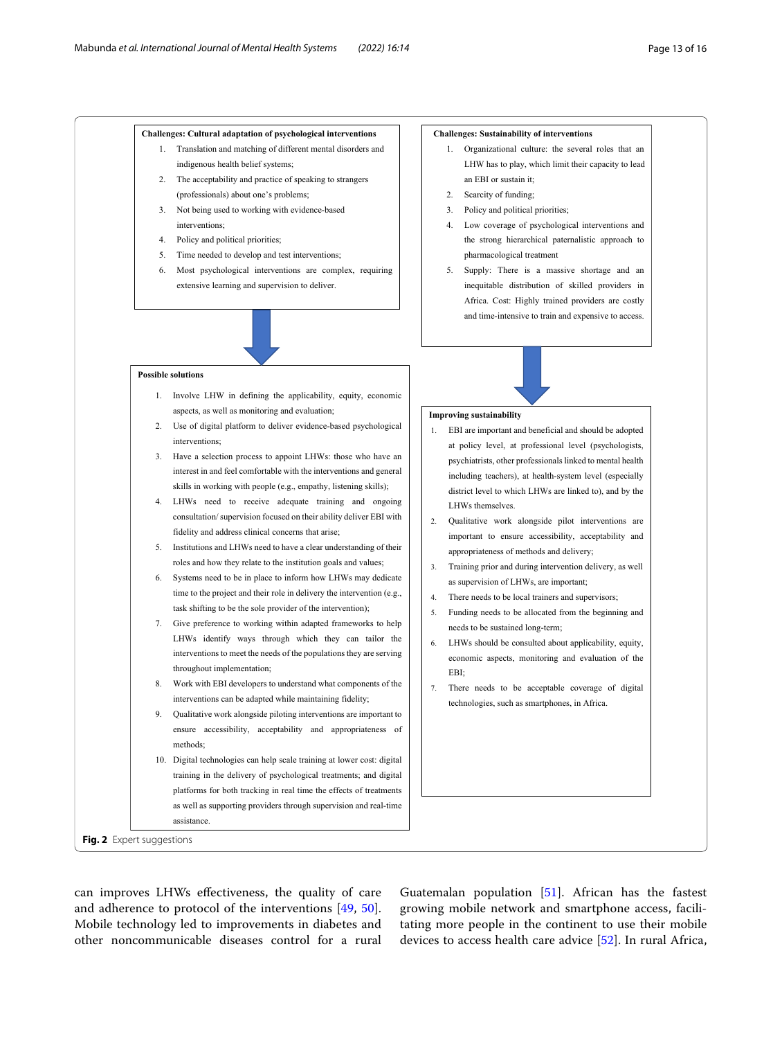**Challenges: Cultural adaptation of psychological interventions**

1. Translation and matching of different mental disorders and indigenous health belief systems;
2. The acceptability and practice of speaking to strangers (professionals) about one's problems;
3. Not being used to working with evidence-based interventions;
4. Policy and political priorities;
5. Time needed to develop and test interventions;
6. Most psychological interventions are complex, requiring extensive learning and supervision to deliver.

**Possible solutions**

1. Involve LHW in defining the applicability, equity, economic aspects, as well as monitoring and evaluation;
2. Use of digital platform to deliver evidence-based psychological interventions;
3. Have a selection process to appoint LHWs: those who have an interest in and feel comfortable with the interventions and general skills in working with people (e.g., empathy, listening skills);
4. LHWs need to receive adequate training and ongoing consultation/ supervision focused on their ability deliver EBI with fidelity and address clinical concerns that arise;
5. Institutions and LHWs need to have a clear understanding of their roles and how they relate to the institution goals and values;
6. Systems need to be in place to inform how LHWs may dedicate time to the project and their role in delivery the intervention (e.g., task shifting to be the sole provider of the intervention);
7. Give preference to working within adapted frameworks to help LHWs identify ways through which they can tailor the interventions to meet the needs of the populations they are serving throughout implementation;
8. Work with EBI developers to understand what components of the interventions can be adapted while maintaining fidelity;
9. Qualitative work alongside piloting interventions are important to ensure accessibility, acceptability and appropriateness of methods;
10. Digital technologies can help scale training at lower cost: digital training in the delivery of psychological treatments; and digital platforms for both tracking in real time the effects of treatments as well as supporting providers through supervision and real-time assistance.

**Challenges: Sustainability of interventions**

1. Organizational culture: the several roles that an LHW has to play, which limit their capacity to lead an EBI or sustain it;
2. Scarcity of funding;
3. Policy and political priorities;
4. Low coverage of psychological interventions and the strong hierarchical paternalistic approach to pharmacological treatment
5. Supply: There is a massive shortage and an inequitable distribution of skilled providers in Africa. Cost: Highly trained providers are costly and time-intensive to train and expensive to access.

**Improving sustainability**

1. EBI are important and beneficial and should be adopted at policy level, at professional level (psychologists, psychiatrists, other professionals linked to mental health including teachers), at health-system level (especially district level to which LHWs are linked to), and by the LHWs themselves.
2. Qualitative work alongside pilot interventions are important to ensure accessibility, acceptability and appropriateness of methods and delivery;
3. Training prior and during intervention delivery, as well as supervision of LHWs, are important;
4. There needs to be local trainers and supervisors;
5. Funding needs to be allocated from the beginning and needs to be sustained long-term;
6. LHWs should be consulted about applicability, equity, economic aspects, monitoring and evaluation of the EBI;
7. There needs to be acceptable coverage of digital technologies, such as smartphones, in Africa.

**Fig. 2** Expert suggestions

can improves LHWs effectiveness, the quality of care and adherence to protocol of the interventions [49, 50]. Mobile technology led to improvements in diabetes and other noncommunicable diseases control for a rural Guatemalan population [51]. African has the fastest growing mobile network and smartphone access, facilitating more people in the continent to use their mobile devices to access health care advice [52]. In rural Africa,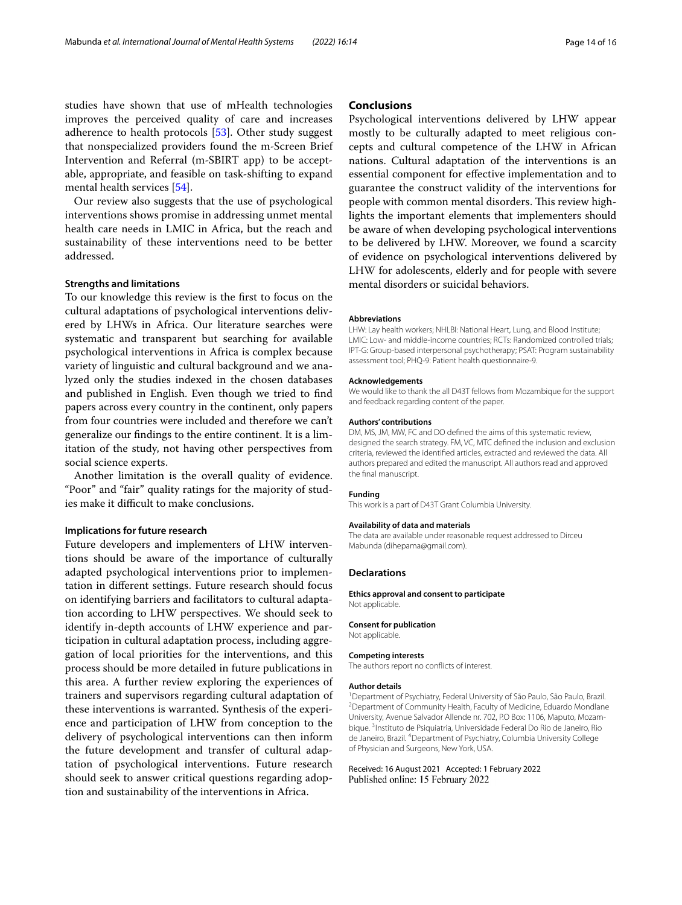studies have shown that use of mHealth technologies improves the perceived quality of care and increases adherence to health protocols [53]. Other study suggest that nonspecialized providers found the m-Screen Brief Intervention and Referral (m-SBIRT app) to be acceptable, appropriate, and feasible on task-shifting to expand mental health services [54].

Our review also suggests that the use of psychological interventions shows promise in addressing unmet mental health care needs in LMIC in Africa, but the reach and sustainability of these interventions need to be better addressed.

### Strengths and limitations

To our knowledge this review is the first to focus on the cultural adaptations of psychological interventions delivered by LHWs in Africa. Our literature searches were systematic and transparent but searching for available psychological interventions in Africa is complex because variety of linguistic and cultural background and we analyzed only the studies indexed in the chosen databases and published in English. Even though we tried to find papers across every country in the continent, only papers from four countries were included and therefore we can't generalize our findings to the entire continent. It is a limitation of the study, not having other perspectives from social science experts.

Another limitation is the overall quality of evidence. "Poor" and "fair" quality ratings for the majority of studies make it difficult to make conclusions.

### Implications for future research

Future developers and implementers of LHW interventions should be aware of the importance of culturally adapted psychological interventions prior to implementation in different settings. Future research should focus on identifying barriers and facilitators to cultural adaptation according to LHW perspectives. We should seek to identify in-depth accounts of LHW experience and participation in cultural adaptation process, including aggregation of local priorities for the interventions, and this process should be more detailed in future publications in this area. A further review exploring the experiences of trainers and supervisors regarding cultural adaptation of these interventions is warranted. Synthesis of the experience and participation of LHW from conception to the delivery of psychological interventions can then inform the future development and transfer of cultural adaptation of psychological interventions. Future research should seek to answer critical questions regarding adoption and sustainability of the interventions in Africa.

## Conclusions

Psychological interventions delivered by LHW appear mostly to be culturally adapted to meet religious concepts and cultural competence of the LHW in African nations. Cultural adaptation of the interventions is an essential component for effective implementation and to guarantee the construct validity of the interventions for people with common mental disorders. This review highlights the important elements that implementers should be aware of when developing psychological interventions to be delivered by LHW. Moreover, we found a scarcity of evidence on psychological interventions delivered by LHW for adolescents, elderly and for people with severe mental disorders or suicidal behaviors.

#### Abbreviations

LHW: Lay health workers; NHLBI: National Heart, Lung, and Blood Institute; LMIC: Low- and middle-income countries; RCTs: Randomized controlled trials; IPT-G: Group-based interpersonal psychotherapy; PSAT: Program sustainability assessment tool; PHQ-9: Patient health questionnaire-9.

#### Acknowledgements

We would like to thank the all D43T fellows from Mozambique for the support and feedback regarding content of the paper.

#### Authors' contributions

DM, MS, JM, MW, FC and DO defined the aims of this systematic review, designed the search strategy. FM, VC, MTC defined the inclusion and exclusion criteria, reviewed the identified articles, extracted and reviewed the data. All authors prepared and edited the manuscript. All authors read and approved the final manuscript.

#### Funding

This work is a part of D43T Grant Columbia University.

#### Availability of data and materials

The data are available under reasonable request addressed to Dirceu Mabunda (dihepama@gmail.com).

### Declarations

#### Ethics approval and consent to participate

Not applicable.

#### Consent for publication

Not applicable.

#### Competing interests

The authors report no conflicts of interest.

#### Author details

[1]Department of Psychiatry, Federal University of São Paulo, São Paulo, Brazil. [2]Department of Community Health, Faculty of Medicine, Eduardo Mondlane University, Avenue Salvador Allende nr. 702, P.O Box: 1106, Maputo, Mozambique. [3]Instituto de Psiquiatria, Universidade Federal Do Rio de Janeiro, Rio de Janeiro, Brazil. [4]Department of Psychiatry, Columbia University College of Physician and Surgeons, New York, USA.

Received: 16 August 2021 Accepted: 1 February 2022
Published online: 15 February 2022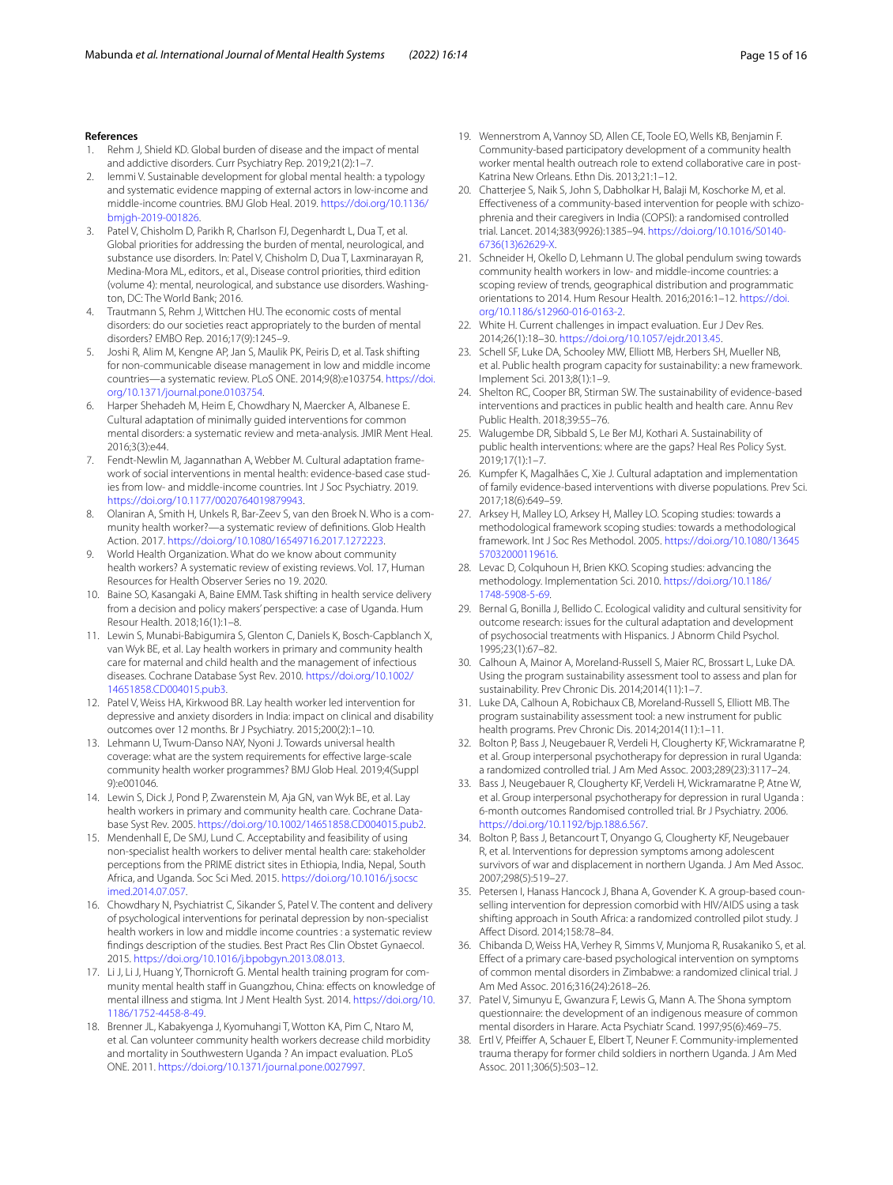## References

1. Rehm J, Shield KD. Global burden of disease and the impact of mental and addictive disorders. Curr Psychiatry Rep. 2019;21(2):1–7.
2. Iemmi V. Sustainable development for global mental health: a typology and systematic evidence mapping of external actors in low-income and middle-income countries. BMJ Glob Heal. 2019. https://doi.org/10.1136/bmjgh-2019-001826.
3. Patel V, Chisholm D, Parikh R, Charlson FJ, Degenhardt L, Dua T, et al. Global priorities for addressing the burden of mental, neurological, and substance use disorders. In: Patel V, Chisholm D, Dua T, Laxminarayan R, Medina-Mora ML, editors., et al., Disease control priorities, third edition (volume 4): mental, neurological, and substance use disorders. Washington, DC: The World Bank; 2016.
4. Trautmann S, Rehm J, Wittchen HU. The economic costs of mental disorders: do our societies react appropriately to the burden of mental disorders? EMBO Rep. 2016;17(9):1245–9.
5. Joshi R, Alim M, Kengne AP, Jan S, Maulik PK, Peiris D, et al. Task shifting for non-communicable disease management in low and middle income countries—a systematic review. PLoS ONE. 2014;9(8):e103754. https://doi.org/10.1371/journal.pone.0103754.
6. Harper Shehadeh M, Heim E, Chowdhary N, Maercker A, Albanese E. Cultural adaptation of minimally guided interventions for common mental disorders: a systematic review and meta-analysis. JMIR Ment Heal. 2016;3(3):e44.
7. Fendt-Newlin M, Jagannathan A, Webber M. Cultural adaptation framework of social interventions in mental health: evidence-based case studies from low- and middle-income countries. Int J Soc Psychiatry. 2019. https://doi.org/10.1177/0020764019879943.
8. Olaniran A, Smith H, Unkels R, Bar-Zeev S, van den Broek N. Who is a community health worker?—a systematic review of definitions. Glob Health Action. 2017. https://doi.org/10.1080/16549716.2017.1272223.
9. World Health Organization. What do we know about community health workers? A systematic review of existing reviews. Vol. 17, Human Resources for Health Observer Series no 19. 2020.
10. Baine SO, Kasangaki A, Baine EMM. Task shifting in health service delivery from a decision and policy makers' perspective: a case of Uganda. Hum Resour Health. 2018;16(1):1–8.
11. Lewin S, Munabi-Babigumira S, Glenton C, Daniels K, Bosch-Capblanch X, van Wyk BE, et al. Lay health workers in primary and community health care for maternal and child health and the management of infectious diseases. Cochrane Database Syst Rev. 2010. https://doi.org/10.1002/14651858.CD004015.pub3.
12. Patel V, Weiss HA, Kirkwood BR. Lay health worker led intervention for depressive and anxiety disorders in India: impact on clinical and disability outcomes over 12 months. Br J Psychiatry. 2015;200(2):1–10.
13. Lehmann U, Twum-Danso NAY, Nyoni J. Towards universal health coverage: what are the system requirements for effective large-scale community health worker programmes? BMJ Glob Heal. 2019;4(Suppl 9):e001046.
14. Lewin S, Dick J, Pond P, Zwarenstein M, Aja GN, van Wyk BE, et al. Lay health workers in primary and community health care. Cochrane Database Syst Rev. 2005. https://doi.org/10.1002/14651858.CD004015.pub2.
15. Mendenhall E, De SMJ, Lund C. Acceptability and feasibility of using non-specialist health workers to deliver mental health care: stakeholder perceptions from the PRIME district sites in Ethiopia, India, Nepal, South Africa, and Uganda. Soc Sci Med. 2015. https://doi.org/10.1016/j.socscimed.2014.07.057.
16. Chowdhary N, Psychiatrist C, Sikander S, Patel V. The content and delivery of psychological interventions for perinatal depression by non-specialist health workers in low and middle income countries : a systematic review findings description of the studies. Best Pract Res Clin Obstet Gynaecol. 2015. https://doi.org/10.1016/j.bpobgyn.2013.08.013.
17. Li J, Li J, Huang Y, Thornicroft G. Mental health training program for community mental health staff in Guangzhou, China: effects on knowledge of mental illness and stigma. Int J Ment Health Syst. 2014. https://doi.org/10.1186/1752-4458-8-49.
18. Brenner JL, Kabakyenga J, Kyomuhangi T, Wotton KA, Pim C, Ntaro M, et al. Can volunteer community health workers decrease child morbidity and mortality in Southwestern Uganda ? An impact evaluation. PLoS ONE. 2011. https://doi.org/10.1371/journal.pone.0027997.
19. Wennerstrom A, Vannoy SD, Allen CE, Toole EO, Wells KB, Benjamin F. Community-based participatory development of a community health worker mental health outreach role to extend collaborative care in post-Katrina New Orleans. Ethn Dis. 2013;21:1–12.
20. Chatterjee S, Naik S, John S, Dabholkar H, Balaji M, Koschorke M, et al. Effectiveness of a community-based intervention for people with schizophrenia and their caregivers in India (COPSI): a randomised controlled trial. Lancet. 2014;383(9926):1385–94. https://doi.org/10.1016/S0140-6736(13)62629-X.
21. Schneider H, Okello D, Lehmann U. The global pendulum swing towards community health workers in low- and middle-income countries: a scoping review of trends, geographical distribution and programmatic orientations to 2014. Hum Resour Health. 2016;2016:1–12. https://doi.org/10.1186/s12960-016-0163-2.
22. White H. Current challenges in impact evaluation. Eur J Dev Res. 2014;26(1):18–30. https://doi.org/10.1057/ejdr.2013.45.
23. Schell SF, Luke DA, Schooley MW, Elliott MB, Herbers SH, Mueller NB, et al. Public health program capacity for sustainability: a new framework. Implement Sci. 2013;8(1):1–9.
24. Shelton RC, Cooper BR, Stirman SW. The sustainability of evidence-based interventions and practices in public health and health care. Annu Rev Public Health. 2018;39:55–76.
25. Walugembe DR, Sibbald S, Le Ber MJ, Kothari A. Sustainability of public health interventions: where are the gaps? Heal Res Policy Syst. 2019;17(1):1–7.
26. Kumpfer K, Magalhães C, Xie J. Cultural adaptation and implementation of family evidence-based interventions with diverse populations. Prev Sci. 2017;18(6):649–59.
27. Arksey H, Malley LO, Arksey H, Malley LO. Scoping studies: towards a methodological framework scoping studies: towards a methodological framework. Int J Soc Res Methodol. 2005. https://doi.org/10.1080/1364557032000119616.
28. Levac D, Colquhoun H, Brien KKO. Scoping studies: advancing the methodology. Implementation Sci. 2010. https://doi.org/10.1186/1748-5908-5-69.
29. Bernal G, Bonilla J, Bellido C. Ecological validity and cultural sensitivity for outcome research: issues for the cultural adaptation and development of psychosocial treatments with Hispanics. J Abnorm Child Psychol. 1995;23(1):67–82.
30. Calhoun A, Mainor A, Moreland-Russell S, Maier RC, Brossart L, Luke DA. Using the program sustainability assessment tool to assess and plan for sustainability. Prev Chronic Dis. 2014;2014(11):1–7.
31. Luke DA, Calhoun A, Robichaux CB, Moreland-Russell S, Elliott MB. The program sustainability assessment tool: a new instrument for public health programs. Prev Chronic Dis. 2014;2014(11):1–11.
32. Bolton P, Bass J, Neugebauer R, Verdeli H, Clougherty KF, Wickramaratne P, et al. Group interpersonal psychotherapy for depression in rural Uganda: a randomized controlled trial. J Am Med Assoc. 2003;289(23):3117–24.
33. Bass J, Neugebauer R, Clougherty KF, Verdeli H, Wickramaratne P, Atne W, et al. Group interpersonal psychotherapy for depression in rural Uganda : 6-month outcomes Randomised controlled trial. Br J Psychiatry. 2006. https://doi.org/10.1192/bjp.188.6.567.
34. Bolton P, Bass J, Betancourt T, Onyango G, Clougherty KF, Neugebauer R, et al. Interventions for depression symptoms among adolescent survivors of war and displacement in northern Uganda. J Am Med Assoc. 2007;298(5):519–27.
35. Petersen I, Hanass Hancock J, Bhana A, Govender K. A group-based counselling intervention for depression comorbid with HIV/AIDS using a task shifting approach in South Africa: a randomized controlled pilot study. J Affect Disord. 2014;158:78–84.
36. Chibanda D, Weiss HA, Verhey R, Simms V, Munjoma R, Rusakaniko S, et al. Effect of a primary care-based psychological intervention on symptoms of common mental disorders in Zimbabwe: a randomized clinical trial. J Am Med Assoc. 2016;316(24):2618–26.
37. Patel V, Simunyu E, Gwanzura F, Lewis G, Mann A. The Shona symptom questionnaire: the development of an indigenous measure of common mental disorders in Harare. Acta Psychiatr Scand. 1997;95(6):469–75.
38. Ertl V, Pfeiffer A, Schauer E, Elbert T, Neuner F. Community-implemented trauma therapy for former child soldiers in northern Uganda. J Am Med Assoc. 2011;306(5):503–12.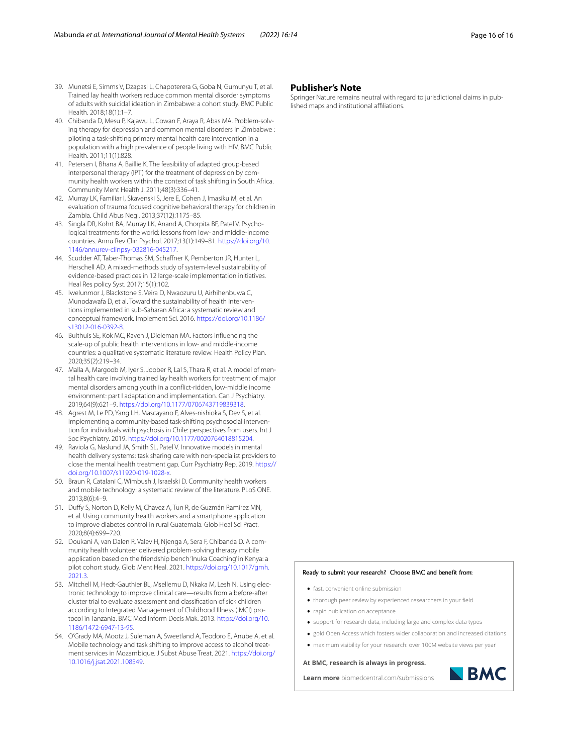39. Munetsi E, Simms V, Dzapasi L, Chapoterera G, Goba N, Gumunyu T, et al. Trained lay health workers reduce common mental disorder symptoms of adults with suicidal ideation in Zimbabwe: a cohort study. BMC Public Health. 2018;18(1):1–7.
40. Chibanda D, Mesu P, Kajawu L, Cowan F, Araya R, Abas MA. Problem-solving therapy for depression and common mental disorders in Zimbabwe : piloting a task-shifting primary mental health care intervention in a population with a high prevalence of people living with HIV. BMC Public Health. 2011;11(1):828.
41. Petersen I, Bhana A, Baillie K. The feasibility of adapted group-based interpersonal therapy (IPT) for the treatment of depression by community health workers within the context of task shifting in South Africa. Community Ment Health J. 2011;48(3):336–41.
42. Murray LK, Familiar I, Skavenski S, Jere E, Cohen J, Imasiku M, et al. An evaluation of trauma focused cognitive behavioral therapy for children in Zambia. Child Abus Negl. 2013;37(12):1175–85.
43. Singla DR, Kohrt BA, Murray LK, Anand A, Chorpita BF, Patel V. Psychological treatments for the world: lessons from low- and middle-income countries. Annu Rev Clin Psychol. 2017;13(1):149–81. https://doi.org/10.1146/annurev-clinpsy-032816-045217.
44. Scudder AT, Taber-Thomas SM, Schaffner K, Pemberton JR, Hunter L, Herschell AD. A mixed-methods study of system-level sustainability of evidence-based practices in 12 large-scale implementation initiatives. Heal Res policy Syst. 2017;15(1):102.
45. Iwelunmor J, Blackstone S, Veira D, Nwaozuru U, Airhihenbuwa C, Munodawafa D, et al. Toward the sustainability of health interventions implemented in sub-Saharan Africa: a systematic review and conceptual framework. Implement Sci. 2016. https://doi.org/10.1186/s13012-016-0392-8.
46. Bulthuis SE, Kok MC, Raven J, Dieleman MA. Factors influencing the scale-up of public health interventions in low- and middle-income countries: a qualitative systematic literature review. Health Policy Plan. 2020;35(2):219–34.
47. Malla A, Margoob M, Iyer S, Joober R, Lal S, Thara R, et al. A model of mental health care involving trained lay health workers for treatment of major mental disorders among youth in a conflict-ridden, low-middle income environment: part I adaptation and implementation. Can J Psychiatry. 2019;64(9):621–9. https://doi.org/10.1177/0706743719839318.
48. Agrest M, Le PD, Yang LH, Mascayano F, Alves-nishioka S, Dev S, et al. Implementing a community-based task-shifting psychosocial intervention for individuals with psychosis in Chile: perspectives from users. Int J Soc Psychiatry. 2019. https://doi.org/10.1177/0020764018815204.
49. Raviola G, Naslund JA, Smith SL, Patel V. Innovative models in mental health delivery systems: task sharing care with non-specialist providers to close the mental health treatment gap. Curr Psychiatry Rep. 2019. https://doi.org/10.1007/s11920-019-1028-x.
50. Braun R, Catalani C, Wimbush J, Israelski D. Community health workers and mobile technology: a systematic review of the literature. PLoS ONE. 2013;8(6):4–9.
51. Duffy S, Norton D, Kelly M, Chavez A, Tun R, de Guzmán Ramírez MN, et al. Using community health workers and a smartphone application to improve diabetes control in rural Guatemala. Glob Heal Sci Pract. 2020;8(4):699–720.
52. Doukani A, van Dalen R, Valev H, Njenga A, Sera F, Chibanda D. A community health volunteer delivered problem-solving therapy mobile application based on the friendship bench 'Inuka Coaching' in Kenya: a pilot cohort study. Glob Ment Heal. 2021. https://doi.org/10.1017/gmh.2021.3.
53. Mitchell M, Hedt-Gauthier BL, Msellemu D, Nkaka M, Lesh N. Using electronic technology to improve clinical care—results from a before-after cluster trial to evaluate assessment and classification of sick children according to Integrated Management of Childhood Illness (IMCI) protocol in Tanzania. BMC Med Inform Decis Mak. 2013. https://doi.org/10.1186/1472-6947-13-95.
54. O'Grady MA, Mootz J, Suleman A, Sweetland A, Teodoro E, Anube A, et al. Mobile technology and task shifting to improve access to alcohol treatment services in Mozambique. J Subst Abuse Treat. 2021. https://doi.org/10.1016/j.jsat.2021.108549.

## Publisher's Note

Springer Nature remains neutral with regard to jurisdictional claims in published maps and institutional affiliations.

Ready to submit your research? Choose BMC and benefit from:

- fast, convenient online submission
- thorough peer review by experienced researchers in your field
- rapid publication on acceptance
- support for research data, including large and complex data types
- gold Open Access which fosters wider collaboration and increased citations
- maximum visibility for your research: over 100M website views per year

**At BMC, research is always in progress.**

**Learn more** biomedcentral.com/submissions

BMC